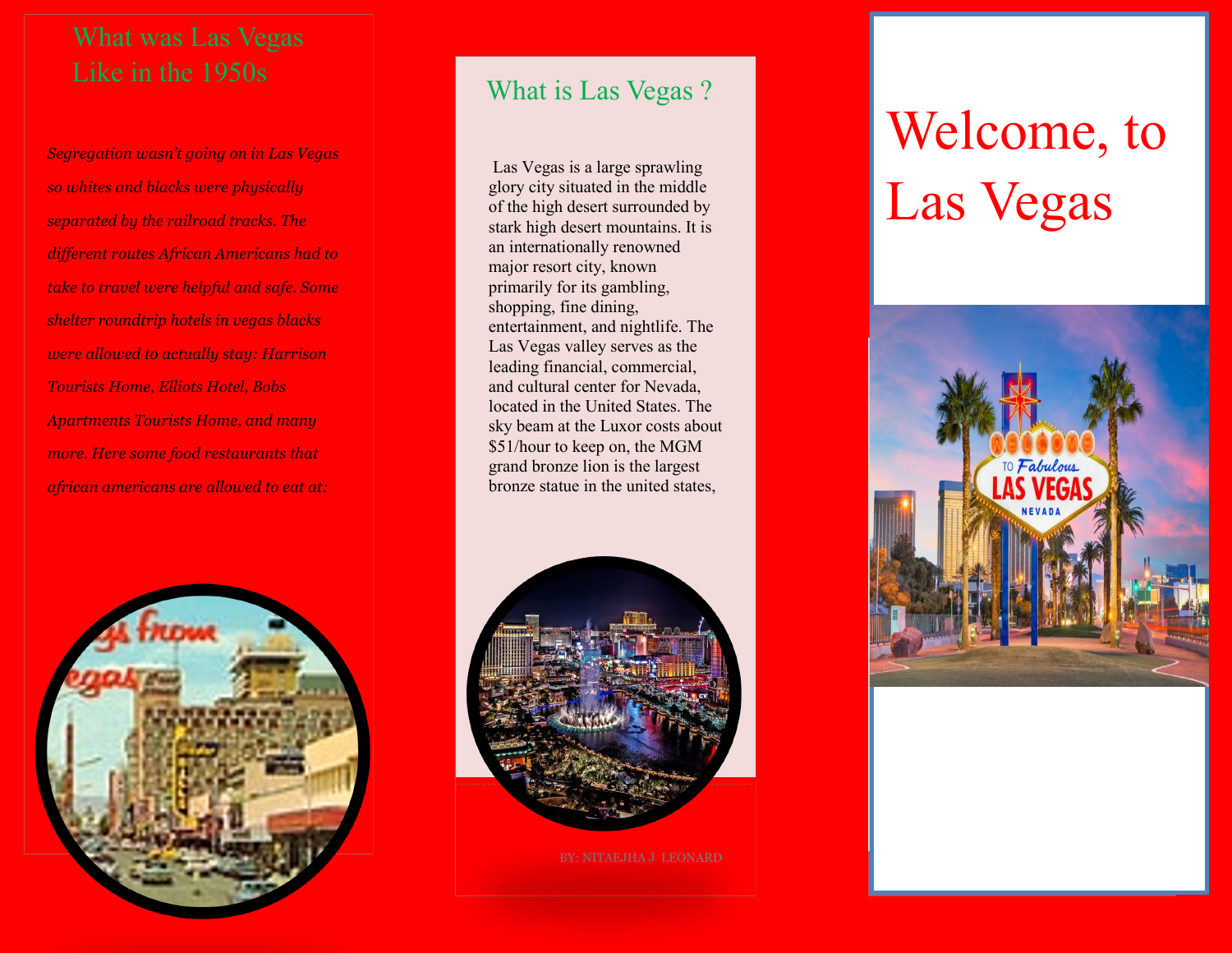## What was Las Vegas Like in the 1950s

*Segregation wasn't going on in Las Vegas so whites and blacks were physically separated by the railroad tracks. The different routes African Americans had to take to travel were helpful and safe. Some shelter roundtrip hotels in vegas blacks were allowed to actually stay: Harrison Tourists Home, Elliots Hotel, Bobs Apartments Tourists Home, and many more. Here some food restaurants that african americans are allowed to eat at:*

## What is Las Vegas ?

Las Vegas is a large sprawling glory city situated in the middle of the high desert surrounded by stark high desert mountains. It is an internationally renowned major resort city, known primarily for its gambling, shopping, fine dining, entertainment, and nightlife. The Las Vegas valley serves as the leading financial, commercial, and cultural center for Nevada, located in the United States. The sky beam at the Luxor costs about $51/hour to keep on, the MGM grand bronze lion is the largest bronze statue in the united states,

BY: NITAEJHA J LEONARD

# Welcome, to Las Vegas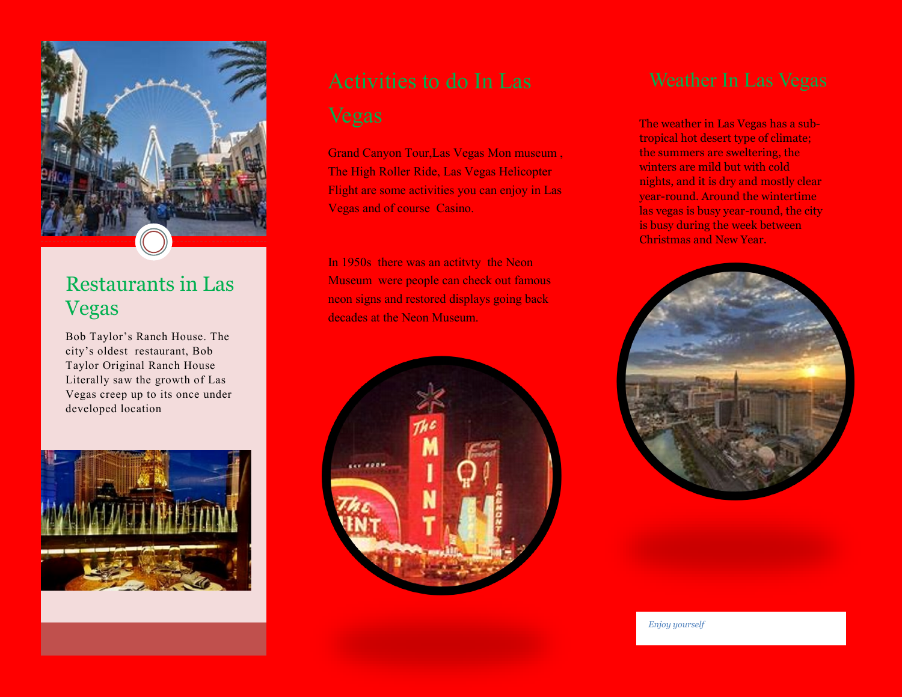## Restaurants in Las Vegas

Bob Taylor's Ranch House. The city's oldest restaurant, Bob Taylor Original Ranch House Literally saw the growth of Las Vegas creep up to its once under developed location

## Activities to do In Las Vegas

Grand Canyon Tour,Las Vegas Mon museum , The High Roller Ride, Las Vegas Helicopter Flight are some activities you can enjoy in Las Vegas and of course Casino.

In 1950s there was an activtvy the Neon Museum were people can check out famous neon signs and restored displays going back decades at the Neon Museum.

## Weather In Las Vegas

The weather in Las Vegas has a sub-tropical hot desert type of climate; the summers are sweltering, the winters are mild but with cold nights, and it is dry and mostly clear year-round. Around the wintertime las vegas is busy year-round, the city is busy during the week between Christmas and New Year.

*Enjoy yourself*